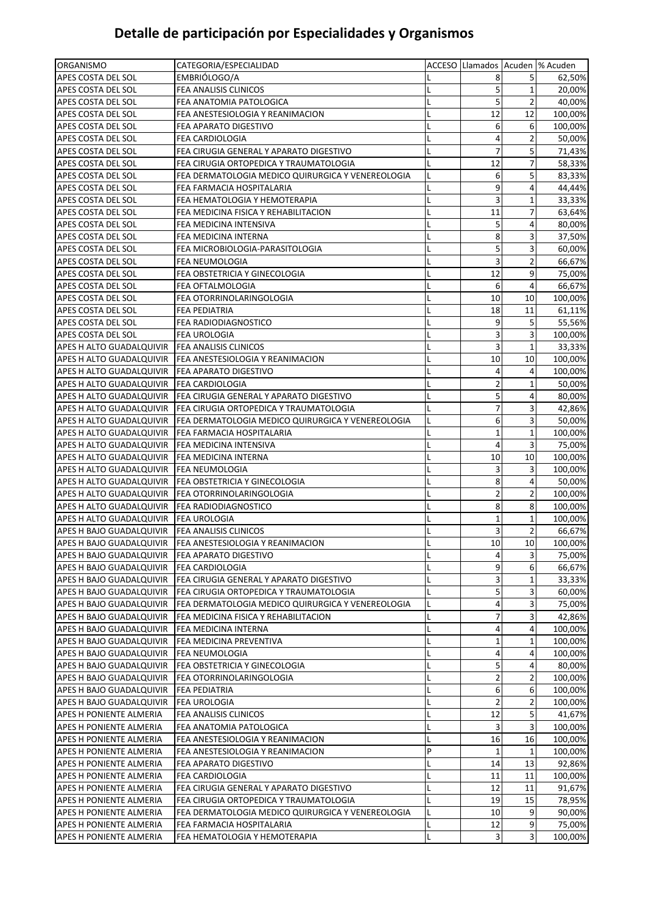# Detalle de participación por Especialidades y Organismos

| ORGANISMO | CATEGORIA/ESPECIALIDAD | ACCESO | Llamados | Acuden | % Acuden |
|---|---|---|---|---|---|
| APES COSTA DEL SOL | EMBRIÓLOGO/A | L | 8 | 5 | 62,50% |
| APES COSTA DEL SOL | FEA ANALISIS CLINICOS | L | 5 | 1 | 20,00% |
| APES COSTA DEL SOL | FEA ANATOMIA PATOLOGICA | L | 5 | 2 | 40,00% |
| APES COSTA DEL SOL | FEA ANESTESIOLOGIA Y REANIMACION | L | 12 | 12 | 100,00% |
| APES COSTA DEL SOL | FEA APARATO DIGESTIVO | L | 6 | 6 | 100,00% |
| APES COSTA DEL SOL | FEA CARDIOLOGIA | L | 4 | 2 | 50,00% |
| APES COSTA DEL SOL | FEA CIRUGIA GENERAL Y APARATO DIGESTIVO | L | 7 | 5 | 71,43% |
| APES COSTA DEL SOL | FEA CIRUGIA ORTOPEDICA Y TRAUMATOLOGIA | L | 12 | 7 | 58,33% |
| APES COSTA DEL SOL | FEA DERMATOLOGIA MEDICO QUIRURGICA Y VENEREOLOGIA | L | 6 | 5 | 83,33% |
| APES COSTA DEL SOL | FEA FARMACIA HOSPITALARIA | L | 9 | 4 | 44,44% |
| APES COSTA DEL SOL | FEA HEMATOLOGIA Y HEMOTERAPIA | L | 3 | 1 | 33,33% |
| APES COSTA DEL SOL | FEA MEDICINA FISICA Y REHABILITACION | L | 11 | 7 | 63,64% |
| APES COSTA DEL SOL | FEA MEDICINA INTENSIVA | L | 5 | 4 | 80,00% |
| APES COSTA DEL SOL | FEA MEDICINA INTERNA | L | 8 | 3 | 37,50% |
| APES COSTA DEL SOL | FEA MICROBIOLOGIA-PARASITOLOGIA | L | 5 | 3 | 60,00% |
| APES COSTA DEL SOL | FEA NEUMOLOGIA | L | 3 | 2 | 66,67% |
| APES COSTA DEL SOL | FEA OBSTETRICIA Y GINECOLOGIA | L | 12 | 9 | 75,00% |
| APES COSTA DEL SOL | FEA OFTALMOLOGIA | L | 6 | 4 | 66,67% |
| APES COSTA DEL SOL | FEA OTORRINOLARINGOLOGIA | L | 10 | 10 | 100,00% |
| APES COSTA DEL SOL | FEA PEDIATRIA | L | 18 | 11 | 61,11% |
| APES COSTA DEL SOL | FEA RADIODIAGNOSTICO | L | 9 | 5 | 55,56% |
| APES COSTA DEL SOL | FEA UROLOGIA | L | 3 | 3 | 100,00% |
| APES H ALTO GUADALQUIVIR | FEA ANALISIS CLINICOS | L | 3 | 1 | 33,33% |
| APES H ALTO GUADALQUIVIR | FEA ANESTESIOLOGIA Y REANIMACION | L | 10 | 10 | 100,00% |
| APES H ALTO GUADALQUIVIR | FEA APARATO DIGESTIVO | L | 4 | 4 | 100,00% |
| APES H ALTO GUADALQUIVIR | FEA CARDIOLOGIA | L | 2 | 1 | 50,00% |
| APES H ALTO GUADALQUIVIR | FEA CIRUGIA GENERAL Y APARATO DIGESTIVO | L | 5 | 4 | 80,00% |
| APES H ALTO GUADALQUIVIR | FEA CIRUGIA ORTOPEDICA Y TRAUMATOLOGIA | L | 7 | 3 | 42,86% |
| APES H ALTO GUADALQUIVIR | FEA DERMATOLOGIA MEDICO QUIRURGICA Y VENEREOLOGIA | L | 6 | 3 | 50,00% |
| APES H ALTO GUADALQUIVIR | FEA FARMACIA HOSPITALARIA | L | 1 | 1 | 100,00% |
| APES H ALTO GUADALQUIVIR | FEA MEDICINA INTENSIVA | L | 4 | 3 | 75,00% |
| APES H ALTO GUADALQUIVIR | FEA MEDICINA INTERNA | L | 10 | 10 | 100,00% |
| APES H ALTO GUADALQUIVIR | FEA NEUMOLOGIA | L | 3 | 3 | 100,00% |
| APES H ALTO GUADALQUIVIR | FEA OBSTETRICIA Y GINECOLOGIA | L | 8 | 4 | 50,00% |
| APES H ALTO GUADALQUIVIR | FEA OTORRINOLARINGOLOGIA | L | 2 | 2 | 100,00% |
| APES H ALTO GUADALQUIVIR | FEA RADIODIAGNOSTICO | L | 8 | 8 | 100,00% |
| APES H ALTO GUADALQUIVIR | FEA UROLOGIA | L | 1 | 1 | 100,00% |
| APES H BAJO GUADALQUIVIR | FEA ANALISIS CLINICOS | L | 3 | 2 | 66,67% |
| APES H BAJO GUADALQUIVIR | FEA ANESTESIOLOGIA Y REANIMACION | L | 10 | 10 | 100,00% |
| APES H BAJO GUADALQUIVIR | FEA APARATO DIGESTIVO | L | 4 | 3 | 75,00% |
| APES H BAJO GUADALQUIVIR | FEA CARDIOLOGIA | L | 9 | 6 | 66,67% |
| APES H BAJO GUADALQUIVIR | FEA CIRUGIA GENERAL Y APARATO DIGESTIVO | L | 3 | 1 | 33,33% |
| APES H BAJO GUADALQUIVIR | FEA CIRUGIA ORTOPEDICA Y TRAUMATOLOGIA | L | 5 | 3 | 60,00% |
| APES H BAJO GUADALQUIVIR | FEA DERMATOLOGIA MEDICO QUIRURGICA Y VENEREOLOGIA | L | 4 | 3 | 75,00% |
| APES H BAJO GUADALQUIVIR | FEA MEDICINA FISICA Y REHABILITACION | L | 7 | 3 | 42,86% |
| APES H BAJO GUADALQUIVIR | FEA MEDICINA INTERNA | L | 4 | 4 | 100,00% |
| APES H BAJO GUADALQUIVIR | FEA MEDICINA PREVENTIVA | L | 1 | 1 | 100,00% |
| APES H BAJO GUADALQUIVIR | FEA NEUMOLOGIA | L | 4 | 4 | 100,00% |
| APES H BAJO GUADALQUIVIR | FEA OBSTETRICIA Y GINECOLOGIA | L | 5 | 4 | 80,00% |
| APES H BAJO GUADALQUIVIR | FEA OTORRINOLARINGOLOGIA | L | 2 | 2 | 100,00% |
| APES H BAJO GUADALQUIVIR | FEA PEDIATRIA | L | 6 | 6 | 100,00% |
| APES H BAJO GUADALQUIVIR | FEA UROLOGIA | L | 2 | 2 | 100,00% |
| APES H PONIENTE ALMERIA | FEA ANALISIS CLINICOS | L | 12 | 5 | 41,67% |
| APES H PONIENTE ALMERIA | FEA ANATOMIA PATOLOGICA | L | 3 | 3 | 100,00% |
| APES H PONIENTE ALMERIA | FEA ANESTESIOLOGIA Y REANIMACION | L | 16 | 16 | 100,00% |
| APES H PONIENTE ALMERIA | FEA ANESTESIOLOGIA Y REANIMACION | P | 1 | 1 | 100,00% |
| APES H PONIENTE ALMERIA | FEA APARATO DIGESTIVO | L | 14 | 13 | 92,86% |
| APES H PONIENTE ALMERIA | FEA CARDIOLOGIA | L | 11 | 11 | 100,00% |
| APES H PONIENTE ALMERIA | FEA CIRUGIA GENERAL Y APARATO DIGESTIVO | L | 12 | 11 | 91,67% |
| APES H PONIENTE ALMERIA | FEA CIRUGIA ORTOPEDICA Y TRAUMATOLOGIA | L | 19 | 15 | 78,95% |
| APES H PONIENTE ALMERIA | FEA DERMATOLOGIA MEDICO QUIRURGICA Y VENEREOLOGIA | L | 10 | 9 | 90,00% |
| APES H PONIENTE ALMERIA | FEA FARMACIA HOSPITALARIA | L | 12 | 9 | 75,00% |
| APES H PONIENTE ALMERIA | FEA HEMATOLOGIA Y HEMOTERAPIA | L | 3 | 3 | 100,00% |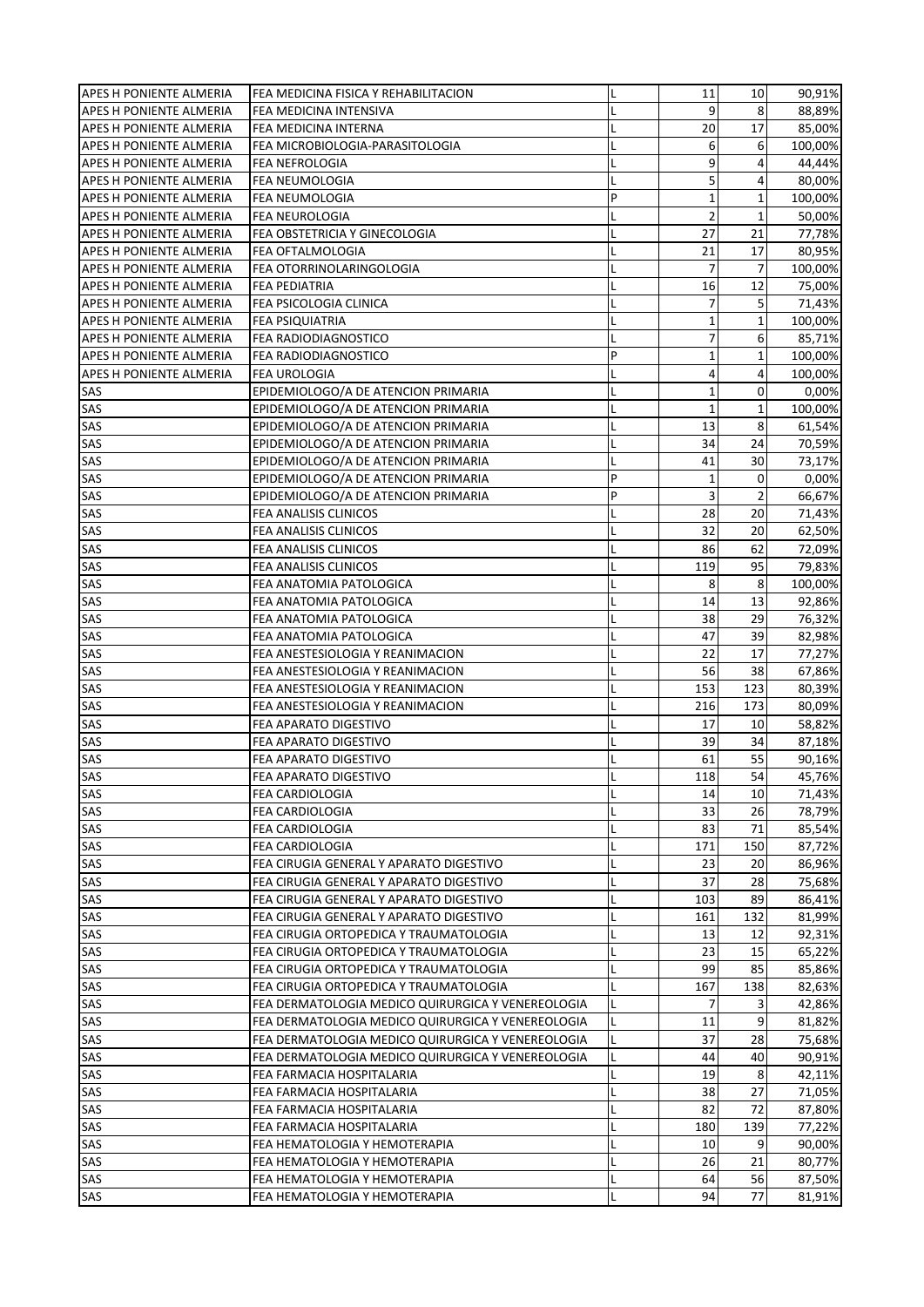| | | | | | |
|---|---|---|---|---|---|
| APES H PONIENTE ALMERIA | FEA MEDICINA FISICA Y REHABILITACION | L | 11 | 10 | 90,91% |
| APES H PONIENTE ALMERIA | FEA MEDICINA INTENSIVA | L | 9 | 8 | 88,89% |
| APES H PONIENTE ALMERIA | FEA MEDICINA INTERNA | L | 20 | 17 | 85,00% |
| APES H PONIENTE ALMERIA | FEA MICROBIOLOGIA-PARASITOLOGIA | L | 6 | 6 | 100,00% |
| APES H PONIENTE ALMERIA | FEA NEFROLOGIA | L | 9 | 4 | 44,44% |
| APES H PONIENTE ALMERIA | FEA NEUMOLOGIA | L | 5 | 4 | 80,00% |
| APES H PONIENTE ALMERIA | FEA NEUMOLOGIA | P | 1 | 1 | 100,00% |
| APES H PONIENTE ALMERIA | FEA NEUROLOGIA | L | 2 | 1 | 50,00% |
| APES H PONIENTE ALMERIA | FEA OBSTETRICIA Y GINECOLOGIA | L | 27 | 21 | 77,78% |
| APES H PONIENTE ALMERIA | FEA OFTALMOLOGIA | L | 21 | 17 | 80,95% |
| APES H PONIENTE ALMERIA | FEA OTORRINOLARINGOLOGIA | L | 7 | 7 | 100,00% |
| APES H PONIENTE ALMERIA | FEA PEDIATRIA | L | 16 | 12 | 75,00% |
| APES H PONIENTE ALMERIA | FEA PSICOLOGIA CLINICA | L | 7 | 5 | 71,43% |
| APES H PONIENTE ALMERIA | FEA PSIQUIATRIA | L | 1 | 1 | 100,00% |
| APES H PONIENTE ALMERIA | FEA RADIODIAGNOSTICO | L | 7 | 6 | 85,71% |
| APES H PONIENTE ALMERIA | FEA RADIODIAGNOSTICO | P | 1 | 1 | 100,00% |
| APES H PONIENTE ALMERIA | FEA UROLOGIA | L | 4 | 4 | 100,00% |
| SAS | EPIDEMIOLOGO/A DE ATENCION PRIMARIA | L | 1 | 0 | 0,00% |
| SAS | EPIDEMIOLOGO/A DE ATENCION PRIMARIA | L | 1 | 1 | 100,00% |
| SAS | EPIDEMIOLOGO/A DE ATENCION PRIMARIA | L | 13 | 8 | 61,54% |
| SAS | EPIDEMIOLOGO/A DE ATENCION PRIMARIA | L | 34 | 24 | 70,59% |
| SAS | EPIDEMIOLOGO/A DE ATENCION PRIMARIA | L | 41 | 30 | 73,17% |
| SAS | EPIDEMIOLOGO/A DE ATENCION PRIMARIA | P | 1 | 0 | 0,00% |
| SAS | EPIDEMIOLOGO/A DE ATENCION PRIMARIA | P | 3 | 2 | 66,67% |
| SAS | FEA ANALISIS CLINICOS | L | 28 | 20 | 71,43% |
| SAS | FEA ANALISIS CLINICOS | L | 32 | 20 | 62,50% |
| SAS | FEA ANALISIS CLINICOS | L | 86 | 62 | 72,09% |
| SAS | FEA ANALISIS CLINICOS | L | 119 | 95 | 79,83% |
| SAS | FEA ANATOMIA PATOLOGICA | L | 8 | 8 | 100,00% |
| SAS | FEA ANATOMIA PATOLOGICA | L | 14 | 13 | 92,86% |
| SAS | FEA ANATOMIA PATOLOGICA | L | 38 | 29 | 76,32% |
| SAS | FEA ANATOMIA PATOLOGICA | L | 47 | 39 | 82,98% |
| SAS | FEA ANESTESIOLOGIA Y REANIMACION | L | 22 | 17 | 77,27% |
| SAS | FEA ANESTESIOLOGIA Y REANIMACION | L | 56 | 38 | 67,86% |
| SAS | FEA ANESTESIOLOGIA Y REANIMACION | L | 153 | 123 | 80,39% |
| SAS | FEA ANESTESIOLOGIA Y REANIMACION | L | 216 | 173 | 80,09% |
| SAS | FEA APARATO DIGESTIVO | L | 17 | 10 | 58,82% |
| SAS | FEA APARATO DIGESTIVO | L | 39 | 34 | 87,18% |
| SAS | FEA APARATO DIGESTIVO | L | 61 | 55 | 90,16% |
| SAS | FEA APARATO DIGESTIVO | L | 118 | 54 | 45,76% |
| SAS | FEA CARDIOLOGIA | L | 14 | 10 | 71,43% |
| SAS | FEA CARDIOLOGIA | L | 33 | 26 | 78,79% |
| SAS | FEA CARDIOLOGIA | L | 83 | 71 | 85,54% |
| SAS | FEA CARDIOLOGIA | L | 171 | 150 | 87,72% |
| SAS | FEA CIRUGIA GENERAL Y APARATO DIGESTIVO | L | 23 | 20 | 86,96% |
| SAS | FEA CIRUGIA GENERAL Y APARATO DIGESTIVO | L | 37 | 28 | 75,68% |
| SAS | FEA CIRUGIA GENERAL Y APARATO DIGESTIVO | L | 103 | 89 | 86,41% |
| SAS | FEA CIRUGIA GENERAL Y APARATO DIGESTIVO | L | 161 | 132 | 81,99% |
| SAS | FEA CIRUGIA ORTOPEDICA Y TRAUMATOLOGIA | L | 13 | 12 | 92,31% |
| SAS | FEA CIRUGIA ORTOPEDICA Y TRAUMATOLOGIA | L | 23 | 15 | 65,22% |
| SAS | FEA CIRUGIA ORTOPEDICA Y TRAUMATOLOGIA | L | 99 | 85 | 85,86% |
| SAS | FEA CIRUGIA ORTOPEDICA Y TRAUMATOLOGIA | L | 167 | 138 | 82,63% |
| SAS | FEA DERMATOLOGIA MEDICO QUIRURGICA Y VENEREOLOGIA | L | 7 | 3 | 42,86% |
| SAS | FEA DERMATOLOGIA MEDICO QUIRURGICA Y VENEREOLOGIA | L | 11 | 9 | 81,82% |
| SAS | FEA DERMATOLOGIA MEDICO QUIRURGICA Y VENEREOLOGIA | L | 37 | 28 | 75,68% |
| SAS | FEA DERMATOLOGIA MEDICO QUIRURGICA Y VENEREOLOGIA | L | 44 | 40 | 90,91% |
| SAS | FEA FARMACIA HOSPITALARIA | L | 19 | 8 | 42,11% |
| SAS | FEA FARMACIA HOSPITALARIA | L | 38 | 27 | 71,05% |
| SAS | FEA FARMACIA HOSPITALARIA | L | 82 | 72 | 87,80% |
| SAS | FEA FARMACIA HOSPITALARIA | L | 180 | 139 | 77,22% |
| SAS | FEA HEMATOLOGIA Y HEMOTERAPIA | L | 10 | 9 | 90,00% |
| SAS | FEA HEMATOLOGIA Y HEMOTERAPIA | L | 26 | 21 | 80,77% |
| SAS | FEA HEMATOLOGIA Y HEMOTERAPIA | L | 64 | 56 | 87,50% |
| SAS | FEA HEMATOLOGIA Y HEMOTERAPIA | L | 94 | 77 | 81,91% |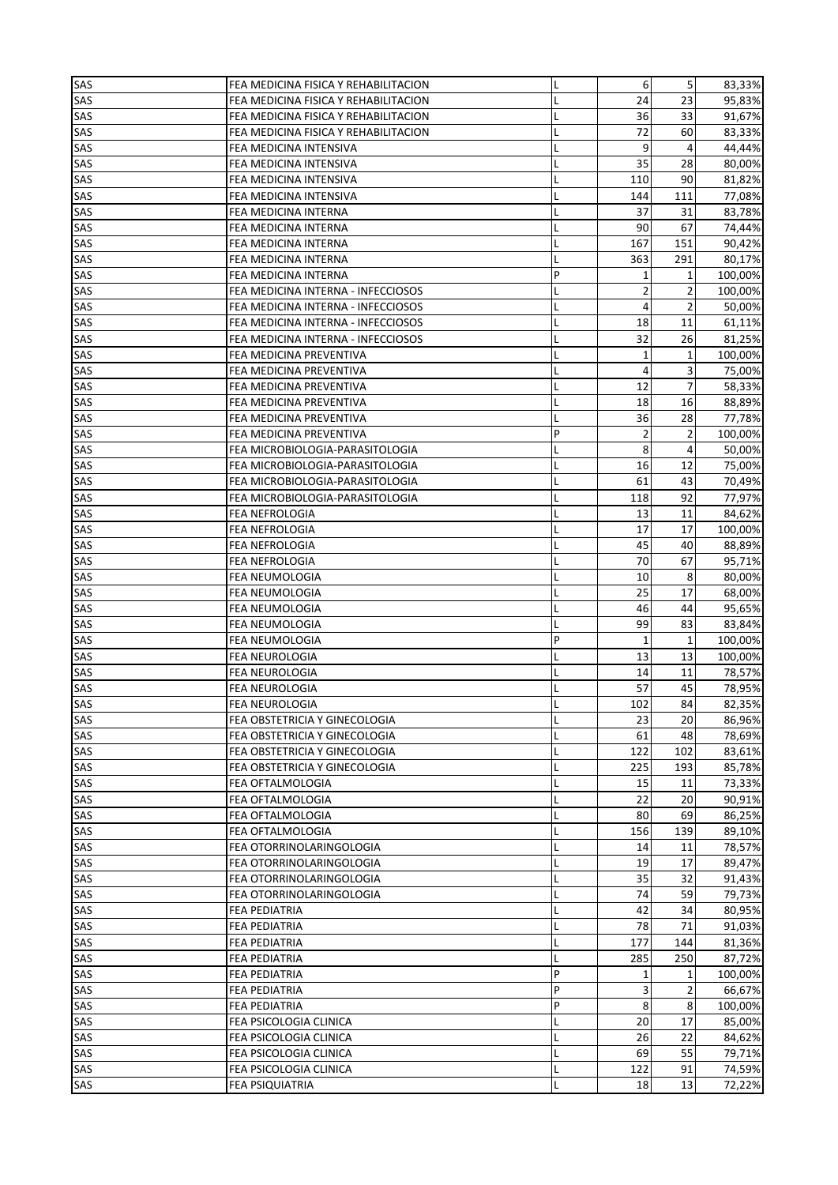| | | | | | |
|---|---|---|---|---|---|
| SAS | FEA MEDICINA FISICA Y REHABILITACION | L | 6 | 5 | 83,33% |
| SAS | FEA MEDICINA FISICA Y REHABILITACION | L | 24 | 23 | 95,83% |
| SAS | FEA MEDICINA FISICA Y REHABILITACION | L | 36 | 33 | 91,67% |
| SAS | FEA MEDICINA FISICA Y REHABILITACION | L | 72 | 60 | 83,33% |
| SAS | FEA MEDICINA INTENSIVA | L | 9 | 4 | 44,44% |
| SAS | FEA MEDICINA INTENSIVA | L | 35 | 28 | 80,00% |
| SAS | FEA MEDICINA INTENSIVA | L | 110 | 90 | 81,82% |
| SAS | FEA MEDICINA INTENSIVA | L | 144 | 111 | 77,08% |
| SAS | FEA MEDICINA INTERNA | L | 37 | 31 | 83,78% |
| SAS | FEA MEDICINA INTERNA | L | 90 | 67 | 74,44% |
| SAS | FEA MEDICINA INTERNA | L | 167 | 151 | 90,42% |
| SAS | FEA MEDICINA INTERNA | L | 363 | 291 | 80,17% |
| SAS | FEA MEDICINA INTERNA | P | 1 | 1 | 100,00% |
| SAS | FEA MEDICINA INTERNA - INFECCIOSOS | L | 2 | 2 | 100,00% |
| SAS | FEA MEDICINA INTERNA - INFECCIOSOS | L | 4 | 2 | 50,00% |
| SAS | FEA MEDICINA INTERNA - INFECCIOSOS | L | 18 | 11 | 61,11% |
| SAS | FEA MEDICINA INTERNA - INFECCIOSOS | L | 32 | 26 | 81,25% |
| SAS | FEA MEDICINA PREVENTIVA | L | 1 | 1 | 100,00% |
| SAS | FEA MEDICINA PREVENTIVA | L | 4 | 3 | 75,00% |
| SAS | FEA MEDICINA PREVENTIVA | L | 12 | 7 | 58,33% |
| SAS | FEA MEDICINA PREVENTIVA | L | 18 | 16 | 88,89% |
| SAS | FEA MEDICINA PREVENTIVA | L | 36 | 28 | 77,78% |
| SAS | FEA MEDICINA PREVENTIVA | P | 2 | 2 | 100,00% |
| SAS | FEA MICROBIOLOGIA-PARASITOLOGIA | L | 8 | 4 | 50,00% |
| SAS | FEA MICROBIOLOGIA-PARASITOLOGIA | L | 16 | 12 | 75,00% |
| SAS | FEA MICROBIOLOGIA-PARASITOLOGIA | L | 61 | 43 | 70,49% |
| SAS | FEA MICROBIOLOGIA-PARASITOLOGIA | L | 118 | 92 | 77,97% |
| SAS | FEA NEFROLOGIA | L | 13 | 11 | 84,62% |
| SAS | FEA NEFROLOGIA | L | 17 | 17 | 100,00% |
| SAS | FEA NEFROLOGIA | L | 45 | 40 | 88,89% |
| SAS | FEA NEFROLOGIA | L | 70 | 67 | 95,71% |
| SAS | FEA NEUMOLOGIA | L | 10 | 8 | 80,00% |
| SAS | FEA NEUMOLOGIA | L | 25 | 17 | 68,00% |
| SAS | FEA NEUMOLOGIA | L | 46 | 44 | 95,65% |
| SAS | FEA NEUMOLOGIA | L | 99 | 83 | 83,84% |
| SAS | FEA NEUMOLOGIA | P | 1 | 1 | 100,00% |
| SAS | FEA NEUROLOGIA | L | 13 | 13 | 100,00% |
| SAS | FEA NEUROLOGIA | L | 14 | 11 | 78,57% |
| SAS | FEA NEUROLOGIA | L | 57 | 45 | 78,95% |
| SAS | FEA NEUROLOGIA | L | 102 | 84 | 82,35% |
| SAS | FEA OBSTETRICIA Y GINECOLOGIA | L | 23 | 20 | 86,96% |
| SAS | FEA OBSTETRICIA Y GINECOLOGIA | L | 61 | 48 | 78,69% |
| SAS | FEA OBSTETRICIA Y GINECOLOGIA | L | 122 | 102 | 83,61% |
| SAS | FEA OBSTETRICIA Y GINECOLOGIA | L | 225 | 193 | 85,78% |
| SAS | FEA OFTALMOLOGIA | L | 15 | 11 | 73,33% |
| SAS | FEA OFTALMOLOGIA | L | 22 | 20 | 90,91% |
| SAS | FEA OFTALMOLOGIA | L | 80 | 69 | 86,25% |
| SAS | FEA OFTALMOLOGIA | L | 156 | 139 | 89,10% |
| SAS | FEA OTORRINOLARINGOLOGIA | L | 14 | 11 | 78,57% |
| SAS | FEA OTORRINOLARINGOLOGIA | L | 19 | 17 | 89,47% |
| SAS | FEA OTORRINOLARINGOLOGIA | L | 35 | 32 | 91,43% |
| SAS | FEA OTORRINOLARINGOLOGIA | L | 74 | 59 | 79,73% |
| SAS | FEA PEDIATRIA | L | 42 | 34 | 80,95% |
| SAS | FEA PEDIATRIA | L | 78 | 71 | 91,03% |
| SAS | FEA PEDIATRIA | L | 177 | 144 | 81,36% |
| SAS | FEA PEDIATRIA | L | 285 | 250 | 87,72% |
| SAS | FEA PEDIATRIA | P | 1 | 1 | 100,00% |
| SAS | FEA PEDIATRIA | P | 3 | 2 | 66,67% |
| SAS | FEA PEDIATRIA | P | 8 | 8 | 100,00% |
| SAS | FEA PSICOLOGIA CLINICA | L | 20 | 17 | 85,00% |
| SAS | FEA PSICOLOGIA CLINICA | L | 26 | 22 | 84,62% |
| SAS | FEA PSICOLOGIA CLINICA | L | 69 | 55 | 79,71% |
| SAS | FEA PSICOLOGIA CLINICA | L | 122 | 91 | 74,59% |
| SAS | FEA PSIQUIATRIA | L | 18 | 13 | 72,22% |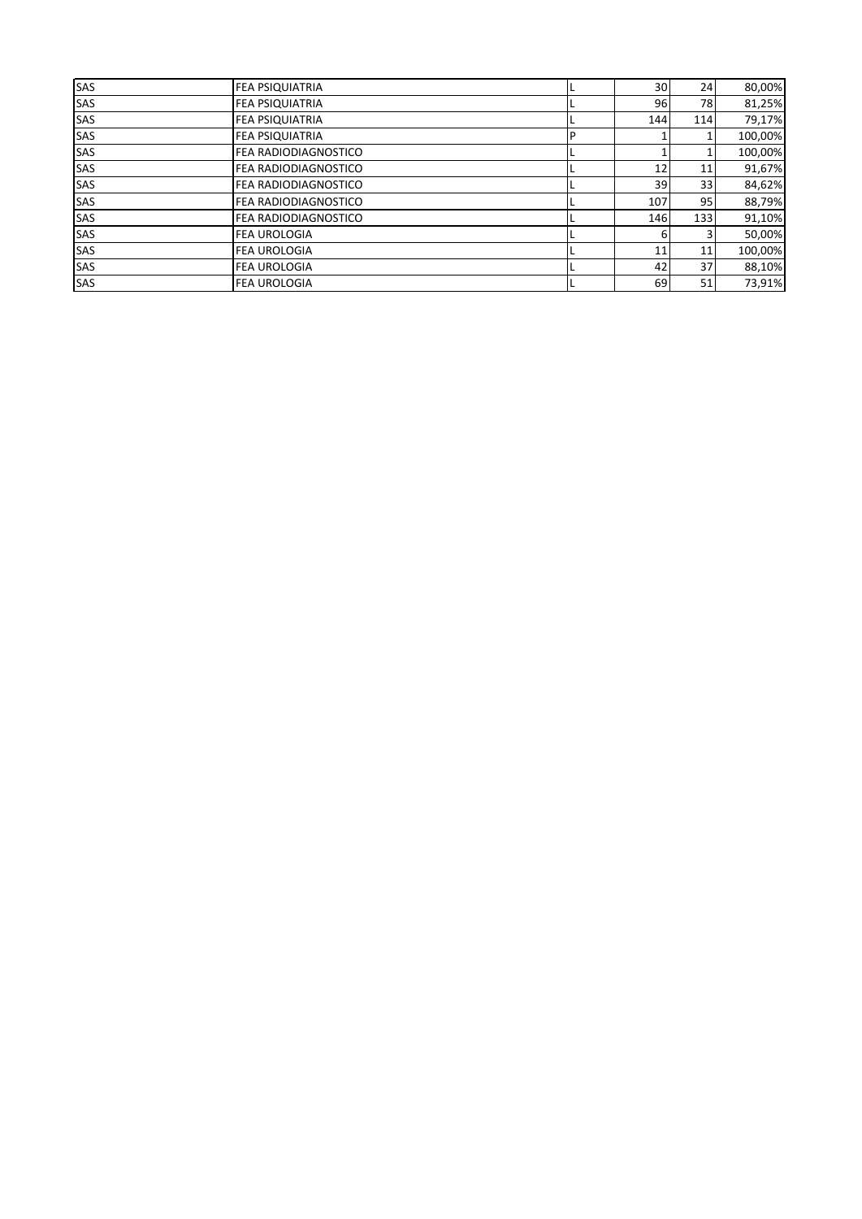| | | | | | |
|---|---|---|---|---|---|
| SAS | FEA PSIQUIATRIA | L | 30 | 24 | 80,00% |
| SAS | FEA PSIQUIATRIA | L | 96 | 78 | 81,25% |
| SAS | FEA PSIQUIATRIA | L | 144 | 114 | 79,17% |
| SAS | FEA PSIQUIATRIA | P | 1 | 1 | 100,00% |
| SAS | FEA RADIODIAGNOSTICO | L | 1 | 1 | 100,00% |
| SAS | FEA RADIODIAGNOSTICO | L | 12 | 11 | 91,67% |
| SAS | FEA RADIODIAGNOSTICO | L | 39 | 33 | 84,62% |
| SAS | FEA RADIODIAGNOSTICO | L | 107 | 95 | 88,79% |
| SAS | FEA RADIODIAGNOSTICO | L | 146 | 133 | 91,10% |
| SAS | FEA UROLOGIA | L | 6 | 3 | 50,00% |
| SAS | FEA UROLOGIA | L | 11 | 11 | 100,00% |
| SAS | FEA UROLOGIA | L | 42 | 37 | 88,10% |
| SAS | FEA UROLOGIA | L | 69 | 51 | 73,91% |